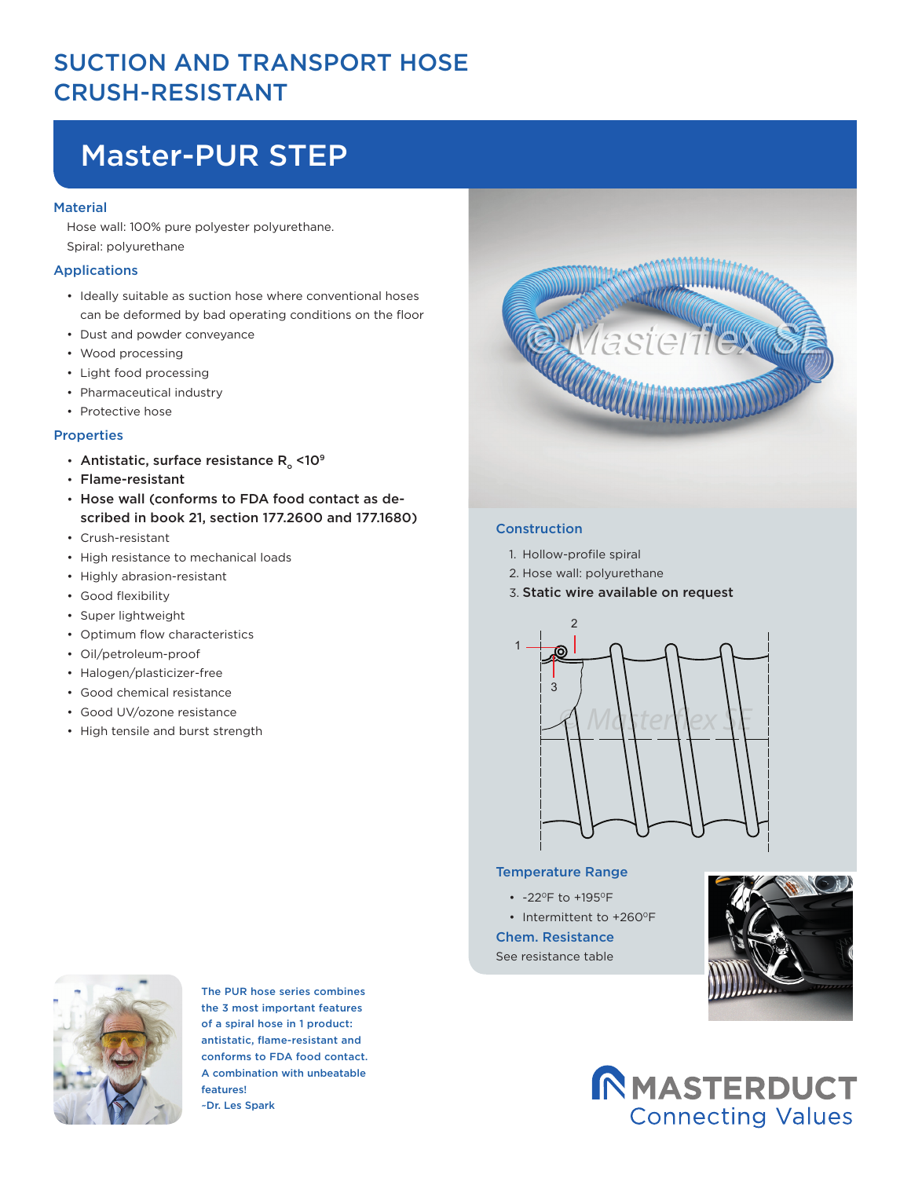# SUCTION AND TRANSPORT HOSE CRUSH-RESISTANT

## Master-PUR STEP

### Material

Hose wall: 100% pure polyester polyurethane.

Spiral: polyurethane

### Applications

- Ideally suitable as suction hose where conventional hoses can be deformed by bad operating conditions on the floor
- Dust and powder conveyance
- Wood processing
- Light food processing
- Pharmaceutical industry
- Protective hose

### Properties

- **Antistatic, surface resistance $R_o$ <$10^9$**
- **Flame-resistant**
- **Hose wall (conforms to FDA food contact as described in book 21, section 177.2600 and 177.1680)**
- Crush-resistant
- High resistance to mechanical loads
- Highly abrasion-resistant
- Good flexibility
- Super lightweight
- Optimum flow characteristics
- Oil/petroleum-proof
- Halogen/plasticizer-free
- Good chemical resistance
- Good UV/ozone resistance
- High tensile and burst strength

### Construction

1. Hollow-profile spiral
2. Hose wall: polyurethane
3. **Static wire available on request**

### Temperature Range

- -22°F to +195°F
- Intermittent to +260°F

### Chem. Resistance

See resistance table

The PUR hose series combines the 3 most important features of a spiral hose in 1 product: antistatic, flame-resistant and conforms to FDA food contact. A combination with unbeatable features!
~Dr. Les Spark

MASTERDUCT
Connecting Values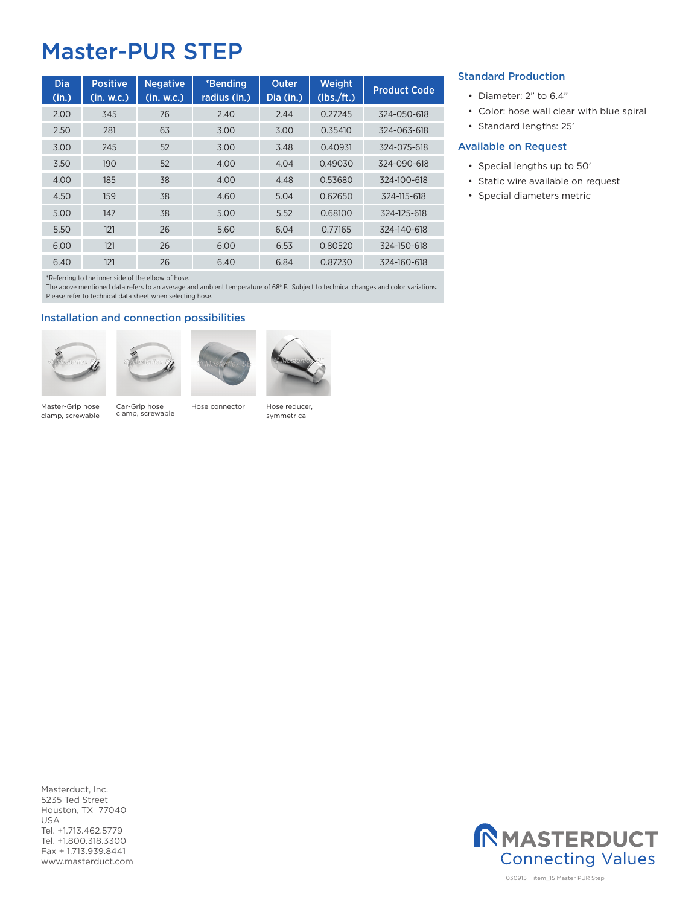# Master-PUR STEP

| Dia (in.) | Positive (in. w.c.) | Negative (in. w.c.) | *Bending radius (in.) | Outer Dia (in.) | Weight (lbs./ft.) | Product Code |
|---|---|---|---|---|---|---|
| 2.00 | 345 | 76 | 2.40 | 2.44 | 0.27245 | 324-050-618 |
| 2.50 | 281 | 63 | 3.00 | 3.00 | 0.35410 | 324-063-618 |
| 3.00 | 245 | 52 | 3.00 | 3.48 | 0.40931 | 324-075-618 |
| 3.50 | 190 | 52 | 4.00 | 4.04 | 0.49030 | 324-090-618 |
| 4.00 | 185 | 38 | 4.00 | 4.48 | 0.53680 | 324-100-618 |
| 4.50 | 159 | 38 | 4.60 | 5.04 | 0.62650 | 324-115-618 |
| 5.00 | 147 | 38 | 5.00 | 5.52 | 0.68100 | 324-125-618 |
| 5.50 | 121 | 26 | 5.60 | 6.04 | 0.77165 | 324-140-618 |
| 6.00 | 121 | 26 | 6.00 | 6.53 | 0.80520 | 324-150-618 |
| 6.40 | 121 | 26 | 6.40 | 6.84 | 0.87230 | 324-160-618 |

*Referring to the inner side of the elbow of hose.
The above mentioned data refers to an average and ambient temperature of 68° F. Subject to technical changes and color variations. Please refer to technical data sheet when selecting hose.

### Standard Production

- Diameter: 2" to 6.4"
- Color: hose wall clear with blue spiral
- Standard lengths: 25'

### Available on Request

- Special lengths up to 50'
- Static wire available on request
- Special diameters metric

### Installation and connection possibilities

Master-Grip hose clamp, screwable

Car-Grip hose clamp, screwable

Hose connector

Hose reducer, symmetrical

Masterduct, Inc.
5235 Ted Street
Houston, TX 77040
USA
Tel. +1.713.462.5779
Tel. +1.800.318.3300
Fax + 1.713.939.8441
www.masterduct.com

MASTERDUCT
Connecting Values

030915 item_15 Master PUR Step